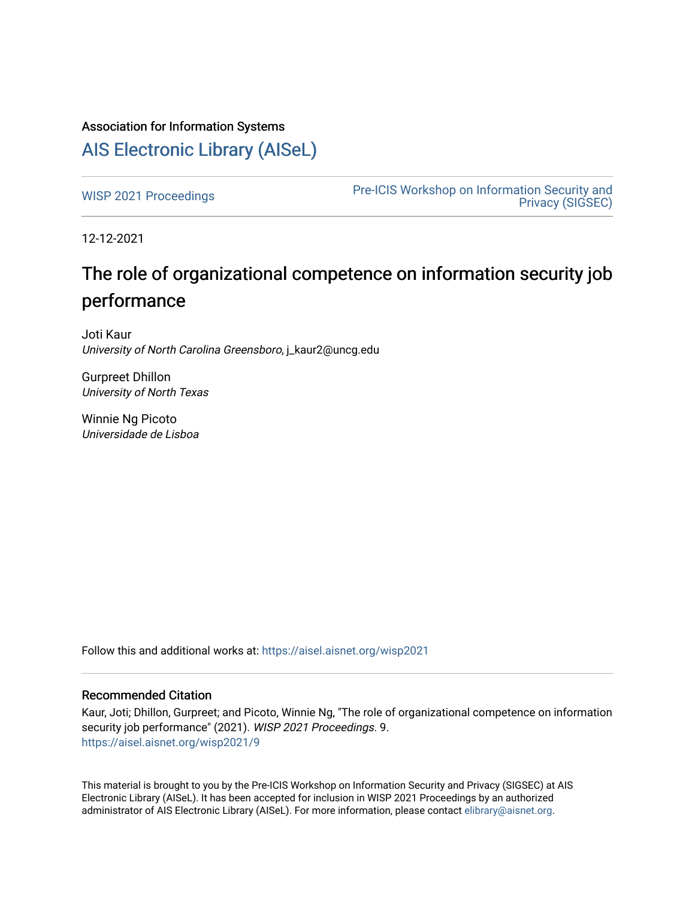Association for Information Systems

# AIS Electronic Library (AISeL)

WISP 2021 Proceedings

Pre-ICIS Workshop on Information Security and Privacy (SIGSEC)

12-12-2021

# The role of organizational competence on information security job performance

Joti Kaur
*University of North Carolina Greensboro*, j_kaur2@uncg.edu

Gurpreet Dhillon
*University of North Texas*

Winnie Ng Picoto
*Universidade de Lisboa*

Follow this and additional works at: https://aisel.aisnet.org/wisp2021

## Recommended Citation

Kaur, Joti; Dhillon, Gurpreet; and Picoto, Winnie Ng, "The role of organizational competence on information security job performance" (2021). *WISP 2021 Proceedings*. 9.
https://aisel.aisnet.org/wisp2021/9

This material is brought to you by the Pre-ICIS Workshop on Information Security and Privacy (SIGSEC) at AIS Electronic Library (AISeL). It has been accepted for inclusion in WISP 2021 Proceedings by an authorized administrator of AIS Electronic Library (AISeL). For more information, please contact elibrary@aisnet.org.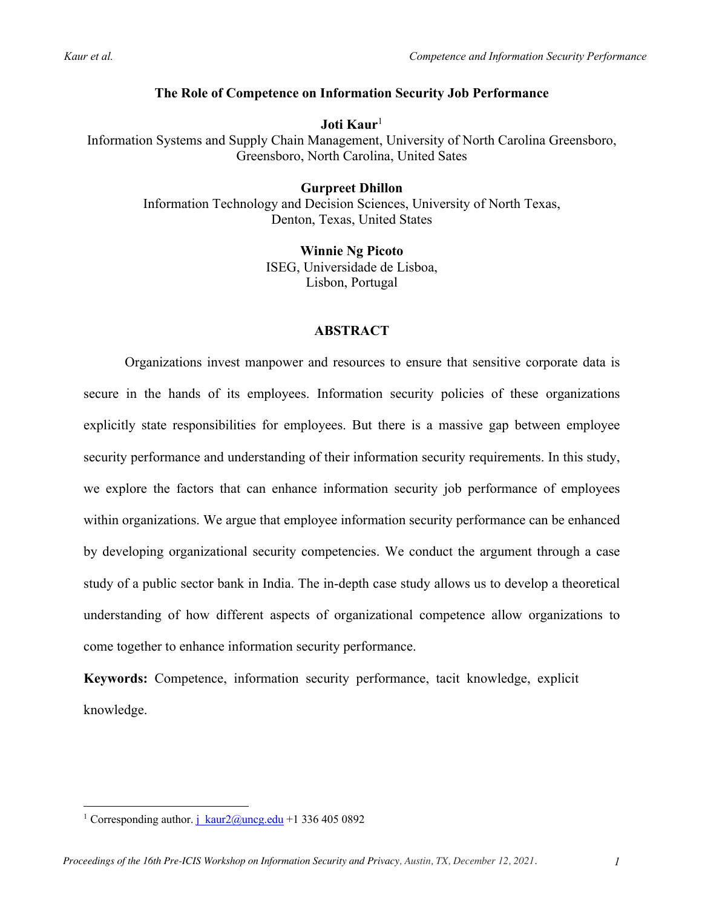# The Role of Competence on Information Security Job Performance

**Joti Kaur**[1]
Information Systems and Supply Chain Management, University of North Carolina Greensboro, Greensboro, North Carolina, United Sates

**Gurpreet Dhillon**
Information Technology and Decision Sciences, University of North Texas, Denton, Texas, United States

**Winnie Ng Picoto**
ISEG, Universidade de Lisboa, Lisbon, Portugal

## ABSTRACT

Organizations invest manpower and resources to ensure that sensitive corporate data is secure in the hands of its employees. Information security policies of these organizations explicitly state responsibilities for employees. But there is a massive gap between employee security performance and understanding of their information security requirements. In this study, we explore the factors that can enhance information security job performance of employees within organizations. We argue that employee information security performance can be enhanced by developing organizational security competencies. We conduct the argument through a case study of a public sector bank in India. The in-depth case study allows us to develop a theoretical understanding of how different aspects of organizational competence allow organizations to come together to enhance information security performance.

**Keywords:** Competence, information security performance, tacit knowledge, explicit knowledge.

[1] Corresponding author. j_kaur2@uncg.edu +1 336 405 0892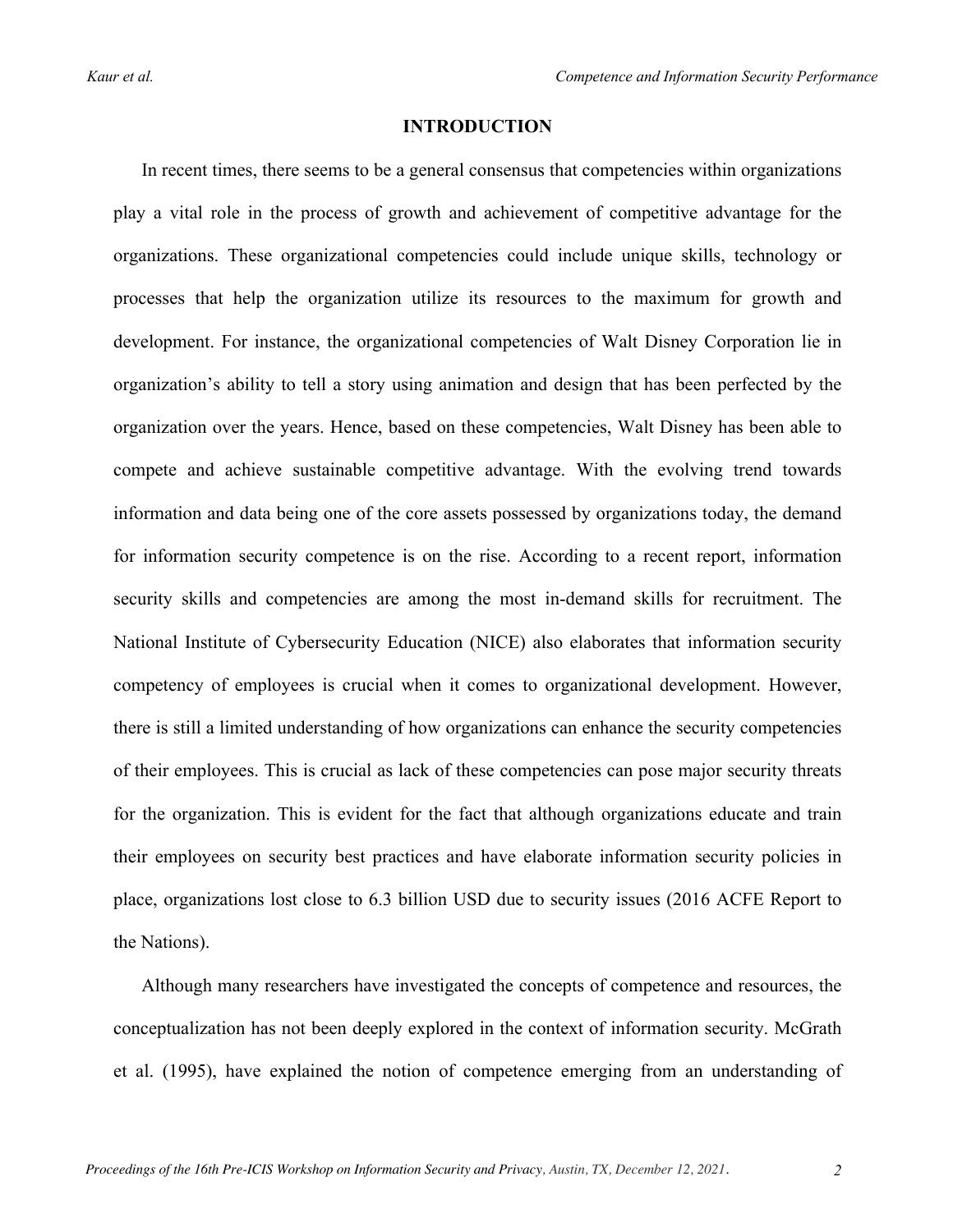## INTRODUCTION

In recent times, there seems to be a general consensus that competencies within organizations play a vital role in the process of growth and achievement of competitive advantage for the organizations. These organizational competencies could include unique skills, technology or processes that help the organization utilize its resources to the maximum for growth and development. For instance, the organizational competencies of Walt Disney Corporation lie in organization's ability to tell a story using animation and design that has been perfected by the organization over the years. Hence, based on these competencies, Walt Disney has been able to compete and achieve sustainable competitive advantage. With the evolving trend towards information and data being one of the core assets possessed by organizations today, the demand for information security competence is on the rise. According to a recent report, information security skills and competencies are among the most in-demand skills for recruitment. The National Institute of Cybersecurity Education (NICE) also elaborates that information security competency of employees is crucial when it comes to organizational development. However, there is still a limited understanding of how organizations can enhance the security competencies of their employees. This is crucial as lack of these competencies can pose major security threats for the organization. This is evident for the fact that although organizations educate and train their employees on security best practices and have elaborate information security policies in place, organizations lost close to 6.3 billion USD due to security issues (2016 ACFE Report to the Nations).

Although many researchers have investigated the concepts of competence and resources, the conceptualization has not been deeply explored in the context of information security. McGrath et al. (1995), have explained the notion of competence emerging from an understanding of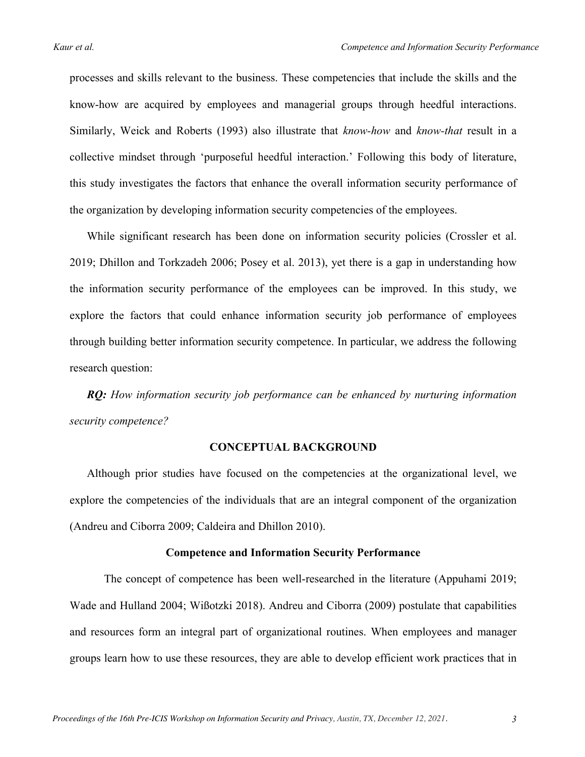processes and skills relevant to the business. These competencies that include the skills and the know-how are acquired by employees and managerial groups through heedful interactions. Similarly, Weick and Roberts (1993) also illustrate that *know-how* and *know-that* result in a collective mindset through 'purposeful heedful interaction.' Following this body of literature, this study investigates the factors that enhance the overall information security performance of the organization by developing information security competencies of the employees.

While significant research has been done on information security policies (Crossler et al. 2019; Dhillon and Torkzadeh 2006; Posey et al. 2013), yet there is a gap in understanding how the information security performance of the employees can be improved. In this study, we explore the factors that could enhance information security job performance of employees through building better information security competence. In particular, we address the following research question:

***RQ:*** *How information security job performance can be enhanced by nurturing information security competence?*

## CONCEPTUAL BACKGROUND

Although prior studies have focused on the competencies at the organizational level, we explore the competencies of the individuals that are an integral component of the organization (Andreu and Ciborra 2009; Caldeira and Dhillon 2010).

### Competence and Information Security Performance

The concept of competence has been well-researched in the literature (Appuhami 2019; Wade and Hulland 2004; Wißotzki 2018). Andreu and Ciborra (2009) postulate that capabilities and resources form an integral part of organizational routines. When employees and manager groups learn how to use these resources, they are able to develop efficient work practices that in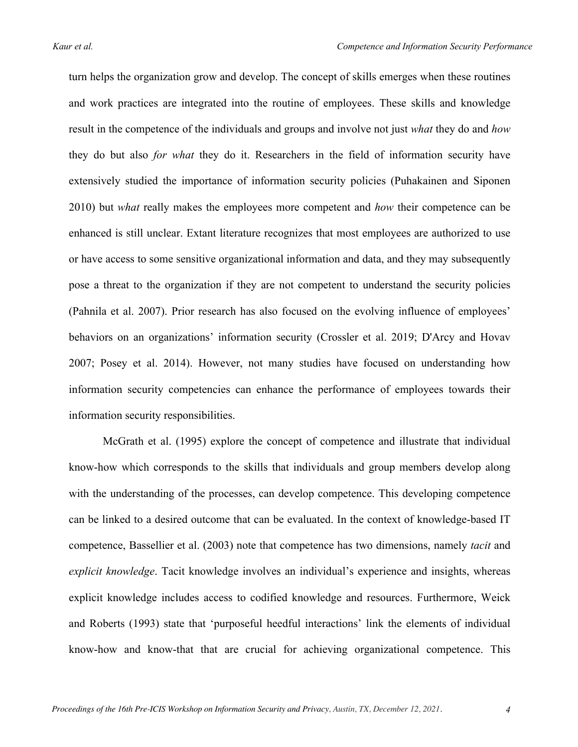turn helps the organization grow and develop. The concept of skills emerges when these routines and work practices are integrated into the routine of employees. These skills and knowledge result in the competence of the individuals and groups and involve not just *what* they do and *how* they do but also *for what* they do it. Researchers in the field of information security have extensively studied the importance of information security policies (Puhakainen and Siponen 2010) but *what* really makes the employees more competent and *how* their competence can be enhanced is still unclear. Extant literature recognizes that most employees are authorized to use or have access to some sensitive organizational information and data, and they may subsequently pose a threat to the organization if they are not competent to understand the security policies (Pahnila et al. 2007). Prior research has also focused on the evolving influence of employees' behaviors on an organizations' information security (Crossler et al. 2019; D'Arcy and Hovav 2007; Posey et al. 2014). However, not many studies have focused on understanding how information security competencies can enhance the performance of employees towards their information security responsibilities.

McGrath et al. (1995) explore the concept of competence and illustrate that individual know-how which corresponds to the skills that individuals and group members develop along with the understanding of the processes, can develop competence. This developing competence can be linked to a desired outcome that can be evaluated. In the context of knowledge-based IT competence, Bassellier et al. (2003) note that competence has two dimensions, namely *tacit* and *explicit knowledge*. Tacit knowledge involves an individual's experience and insights, whereas explicit knowledge includes access to codified knowledge and resources. Furthermore, Weick and Roberts (1993) state that 'purposeful heedful interactions' link the elements of individual know-how and know-that that are crucial for achieving organizational competence. This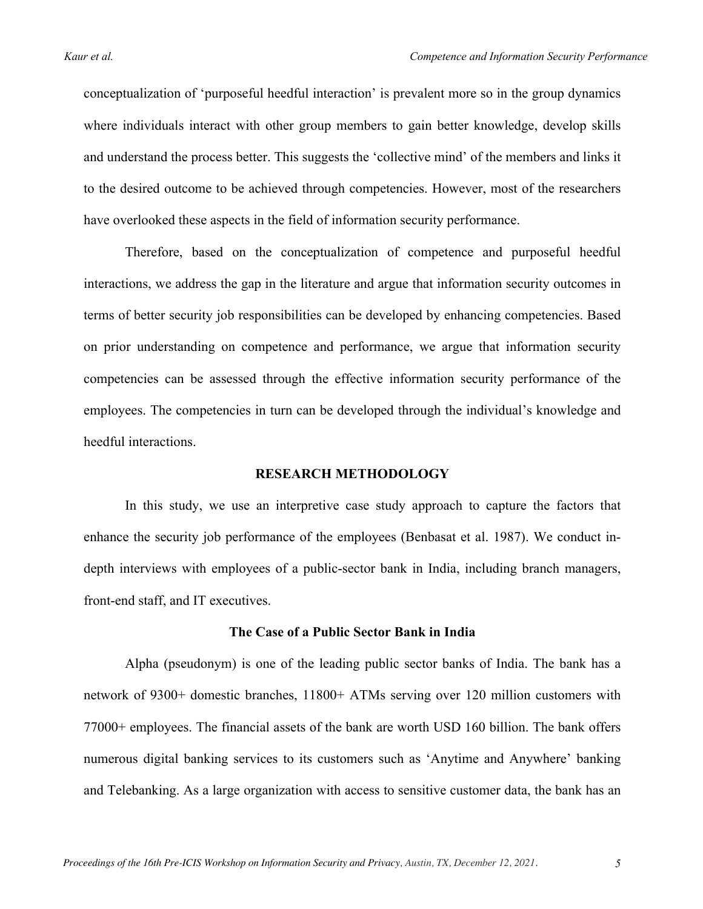conceptualization of 'purposeful heedful interaction' is prevalent more so in the group dynamics where individuals interact with other group members to gain better knowledge, develop skills and understand the process better. This suggests the 'collective mind' of the members and links it to the desired outcome to be achieved through competencies. However, most of the researchers have overlooked these aspects in the field of information security performance.

Therefore, based on the conceptualization of competence and purposeful heedful interactions, we address the gap in the literature and argue that information security outcomes in terms of better security job responsibilities can be developed by enhancing competencies. Based on prior understanding on competence and performance, we argue that information security competencies can be assessed through the effective information security performance of the employees. The competencies in turn can be developed through the individual's knowledge and heedful interactions.

## RESEARCH METHODOLOGY

In this study, we use an interpretive case study approach to capture the factors that enhance the security job performance of the employees (Benbasat et al. 1987). We conduct in-depth interviews with employees of a public-sector bank in India, including branch managers, front-end staff, and IT executives.

### The Case of a Public Sector Bank in India

Alpha (pseudonym) is one of the leading public sector banks of India. The bank has a network of 9300+ domestic branches, 11800+ ATMs serving over 120 million customers with 77000+ employees. The financial assets of the bank are worth USD 160 billion. The bank offers numerous digital banking services to its customers such as 'Anytime and Anywhere' banking and Telebanking. As a large organization with access to sensitive customer data, the bank has an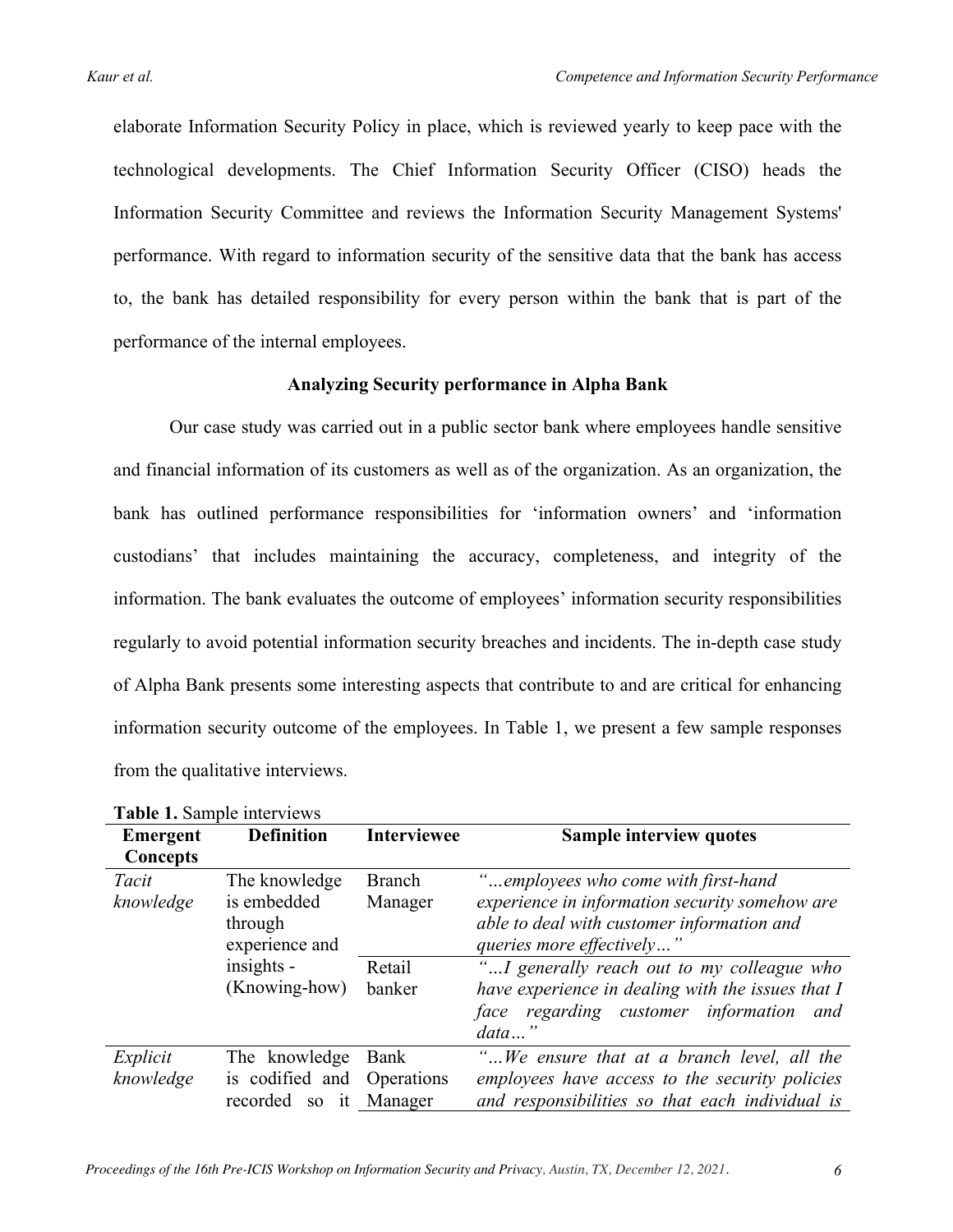elaborate Information Security Policy in place, which is reviewed yearly to keep pace with the technological developments. The Chief Information Security Officer (CISO) heads the Information Security Committee and reviews the Information Security Management Systems' performance. With regard to information security of the sensitive data that the bank has access to, the bank has detailed responsibility for every person within the bank that is part of the performance of the internal employees.

### Analyzing Security performance in Alpha Bank

Our case study was carried out in a public sector bank where employees handle sensitive and financial information of its customers as well as of the organization. As an organization, the bank has outlined performance responsibilities for 'information owners' and 'information custodians' that includes maintaining the accuracy, completeness, and integrity of the information. The bank evaluates the outcome of employees' information security responsibilities regularly to avoid potential information security breaches and incidents. The in-depth case study of Alpha Bank presents some interesting aspects that contribute to and are critical for enhancing information security outcome of the employees. In Table 1, we present a few sample responses from the qualitative interviews.

**Table 1.** Sample interviews

| Emergent Concepts | Definition | Interviewee | Sample interview quotes |
|---|---|---|---|
| *Tacit knowledge* | The knowledge is embedded through experience and insights - (Knowing-how) | Branch Manager | *"…employees who come with first-hand experience in information security somehow are able to deal with customer information and queries more effectively…"* |
| | | Retail banker | *"…I generally reach out to my colleague who have experience in dealing with the issues that I face regarding customer information and data…"* |
| *Explicit knowledge* | The knowledge is codified and recorded so it | Bank Operations Manager | *"…We ensure that at a branch level, all the employees have access to the security policies and responsibilities so that each individual is* |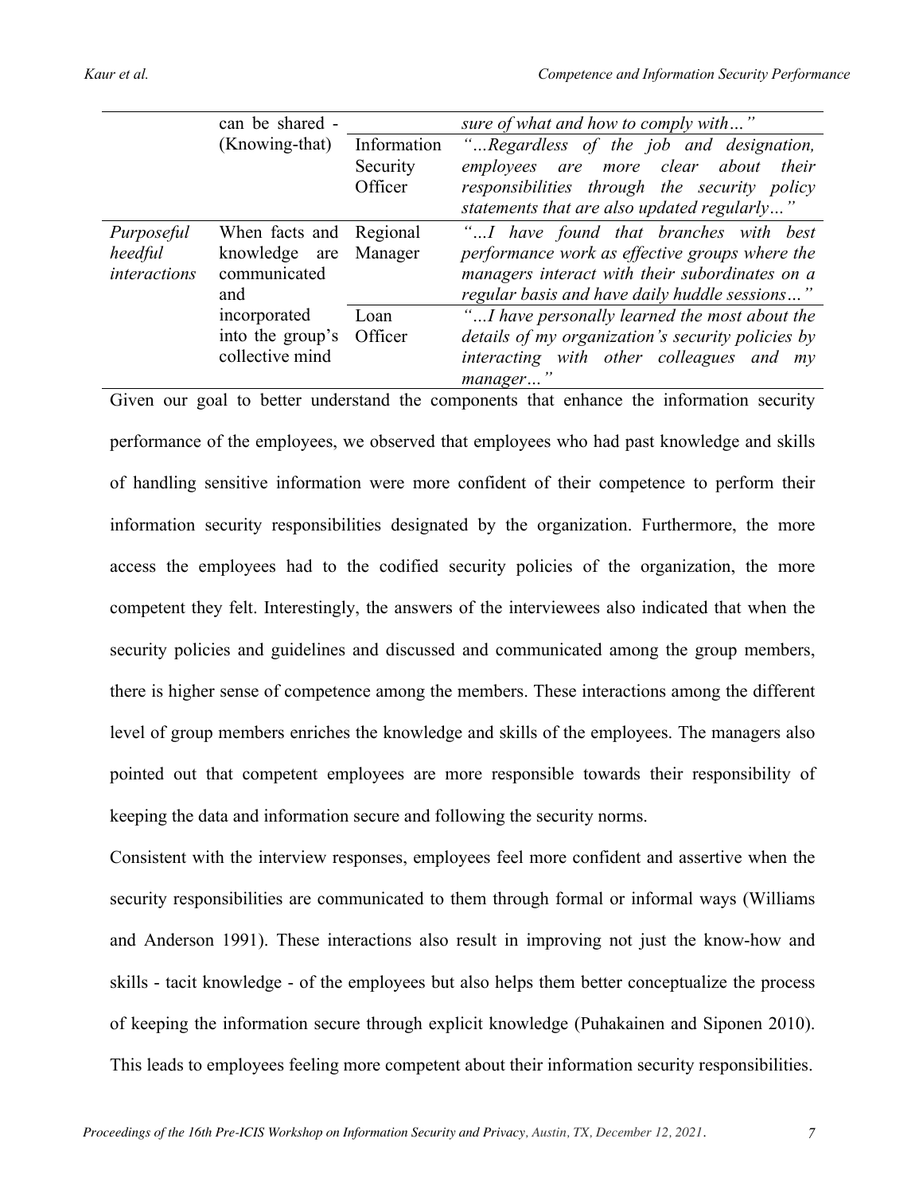| | | | |
|---|---|---|---|
| | can be shared - (Knowing-that) | | *sure of what and how to comply with…"* |
| | | Information Security Officer | *"…Regardless of the job and designation, employees are more clear about their responsibilities through the security policy statements that are also updated regularly…"* |
| *Purposeful heedful interactions* | When facts and knowledge are communicated and incorporated into the group's collective mind | Regional Manager | *"…I have found that branches with best performance work as effective groups where the managers interact with their subordinates on a regular basis and have daily huddle sessions…"* |
| | | Loan Officer | *"…I have personally learned the most about the details of my organization's security policies by interacting with other colleagues and my manager…"* |

Given our goal to better understand the components that enhance the information security performance of the employees, we observed that employees who had past knowledge and skills of handling sensitive information were more confident of their competence to perform their information security responsibilities designated by the organization. Furthermore, the more access the employees had to the codified security policies of the organization, the more competent they felt. Interestingly, the answers of the interviewees also indicated that when the security policies and guidelines and discussed and communicated among the group members, there is higher sense of competence among the members. These interactions among the different level of group members enriches the knowledge and skills of the employees. The managers also pointed out that competent employees are more responsible towards their responsibility of keeping the data and information secure and following the security norms.

Consistent with the interview responses, employees feel more confident and assertive when the security responsibilities are communicated to them through formal or informal ways (Williams and Anderson 1991). These interactions also result in improving not just the know-how and skills - tacit knowledge - of the employees but also helps them better conceptualize the process of keeping the information secure through explicit knowledge (Puhakainen and Siponen 2010). This leads to employees feeling more competent about their information security responsibilities.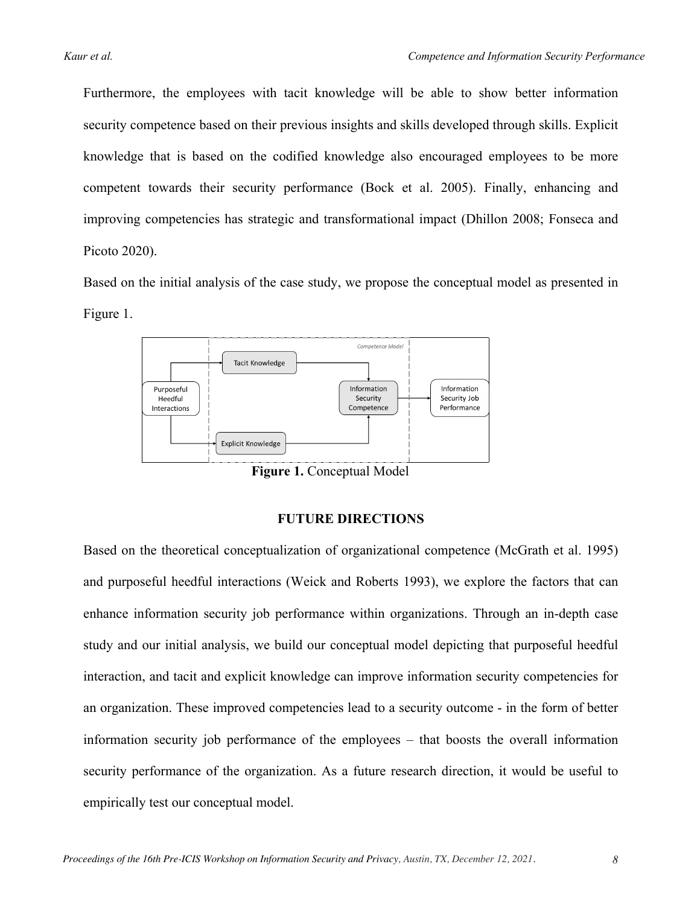Furthermore, the employees with tacit knowledge will be able to show better information security competence based on their previous insights and skills developed through skills. Explicit knowledge that is based on the codified knowledge also encouraged employees to be more competent towards their security performance (Bock et al. 2005). Finally, enhancing and improving competencies has strategic and transformational impact (Dhillon 2008; Fonseca and Picoto 2020).

Based on the initial analysis of the case study, we propose the conceptual model as presented in Figure 1.

**Figure 1.** Conceptual Model

## FUTURE DIRECTIONS

Based on the theoretical conceptualization of organizational competence (McGrath et al. 1995) and purposeful heedful interactions (Weick and Roberts 1993), we explore the factors that can enhance information security job performance within organizations. Through an in-depth case study and our initial analysis, we build our conceptual model depicting that purposeful heedful interaction, and tacit and explicit knowledge can improve information security competencies for an organization. These improved competencies lead to a security outcome - in the form of better information security job performance of the employees – that boosts the overall information security performance of the organization. As a future research direction, it would be useful to empirically test our conceptual model.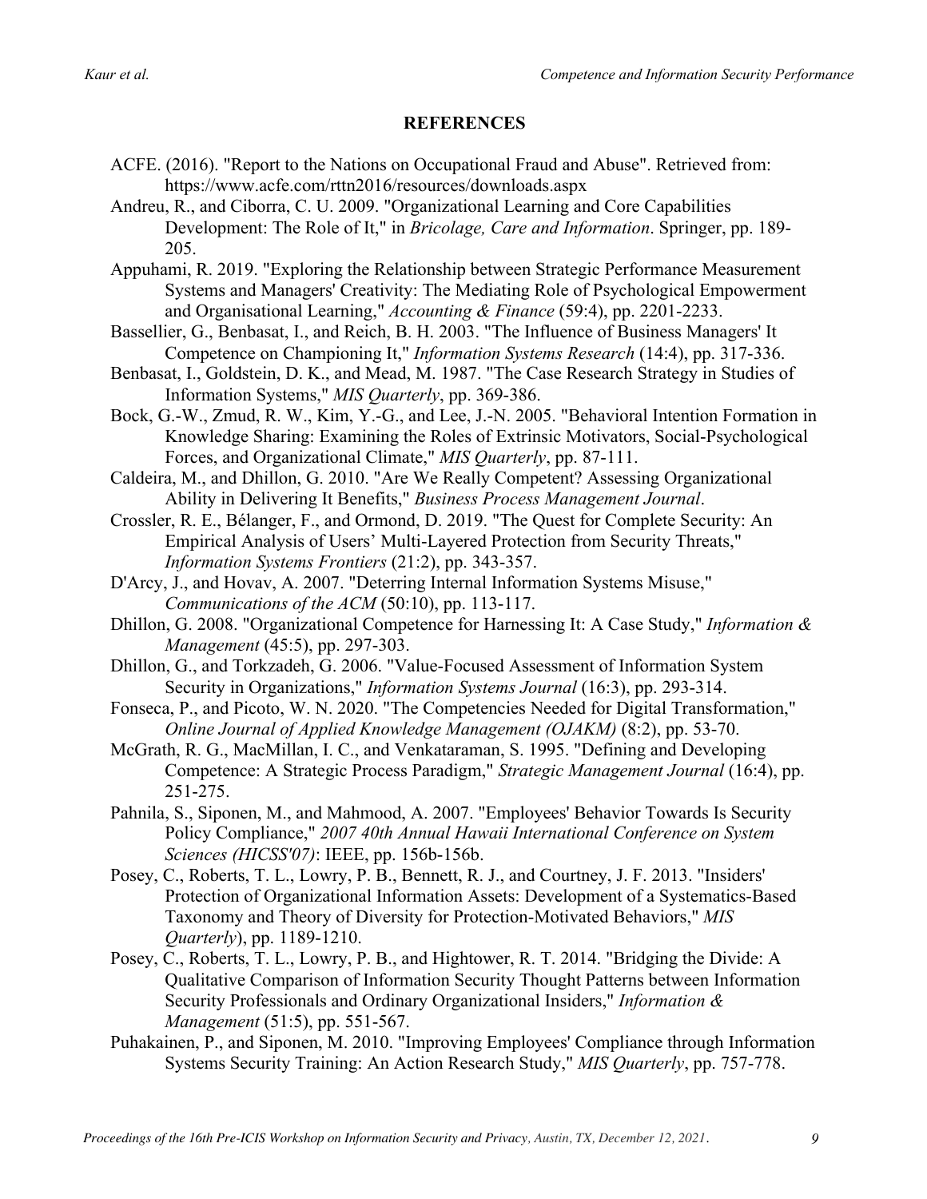## REFERENCES

ACFE. (2016). "Report to the Nations on Occupational Fraud and Abuse". Retrieved from: https://www.acfe.com/rttn2016/resources/downloads.aspx

Andreu, R., and Ciborra, C. U. 2009. "Organizational Learning and Core Capabilities Development: The Role of It," in *Bricolage, Care and Information*. Springer, pp. 189-205.

Appuhami, R. 2019. "Exploring the Relationship between Strategic Performance Measurement Systems and Managers' Creativity: The Mediating Role of Psychological Empowerment and Organisational Learning," *Accounting & Finance* (59:4), pp. 2201-2233.

Bassellier, G., Benbasat, I., and Reich, B. H. 2003. "The Influence of Business Managers' It Competence on Championing It," *Information Systems Research* (14:4), pp. 317-336.

Benbasat, I., Goldstein, D. K., and Mead, M. 1987. "The Case Research Strategy in Studies of Information Systems," *MIS Quarterly*, pp. 369-386.

Bock, G.-W., Zmud, R. W., Kim, Y.-G., and Lee, J.-N. 2005. "Behavioral Intention Formation in Knowledge Sharing: Examining the Roles of Extrinsic Motivators, Social-Psychological Forces, and Organizational Climate," *MIS Quarterly*, pp. 87-111.

Caldeira, M., and Dhillon, G. 2010. "Are We Really Competent? Assessing Organizational Ability in Delivering It Benefits," *Business Process Management Journal*.

Crossler, R. E., Bélanger, F., and Ormond, D. 2019. "The Quest for Complete Security: An Empirical Analysis of Users' Multi-Layered Protection from Security Threats," *Information Systems Frontiers* (21:2), pp. 343-357.

D'Arcy, J., and Hovav, A. 2007. "Deterring Internal Information Systems Misuse," *Communications of the ACM* (50:10), pp. 113-117.

Dhillon, G. 2008. "Organizational Competence for Harnessing It: A Case Study," *Information & Management* (45:5), pp. 297-303.

Dhillon, G., and Torkzadeh, G. 2006. "Value-Focused Assessment of Information System Security in Organizations," *Information Systems Journal* (16:3), pp. 293-314.

Fonseca, P., and Picoto, W. N. 2020. "The Competencies Needed for Digital Transformation," *Online Journal of Applied Knowledge Management (OJAKM)* (8:2), pp. 53-70.

McGrath, R. G., MacMillan, I. C., and Venkataraman, S. 1995. "Defining and Developing Competence: A Strategic Process Paradigm," *Strategic Management Journal* (16:4), pp. 251-275.

Pahnila, S., Siponen, M., and Mahmood, A. 2007. "Employees' Behavior Towards Is Security Policy Compliance," *2007 40th Annual Hawaii International Conference on System Sciences (HICSS'07)*: IEEE, pp. 156b-156b.

Posey, C., Roberts, T. L., Lowry, P. B., Bennett, R. J., and Courtney, J. F. 2013. "Insiders' Protection of Organizational Information Assets: Development of a Systematics-Based Taxonomy and Theory of Diversity for Protection-Motivated Behaviors," *MIS Quarterly*), pp. 1189-1210.

Posey, C., Roberts, T. L., Lowry, P. B., and Hightower, R. T. 2014. "Bridging the Divide: A Qualitative Comparison of Information Security Thought Patterns between Information Security Professionals and Ordinary Organizational Insiders," *Information & Management* (51:5), pp. 551-567.

Puhakainen, P., and Siponen, M. 2010. "Improving Employees' Compliance through Information Systems Security Training: An Action Research Study," *MIS Quarterly*, pp. 757-778.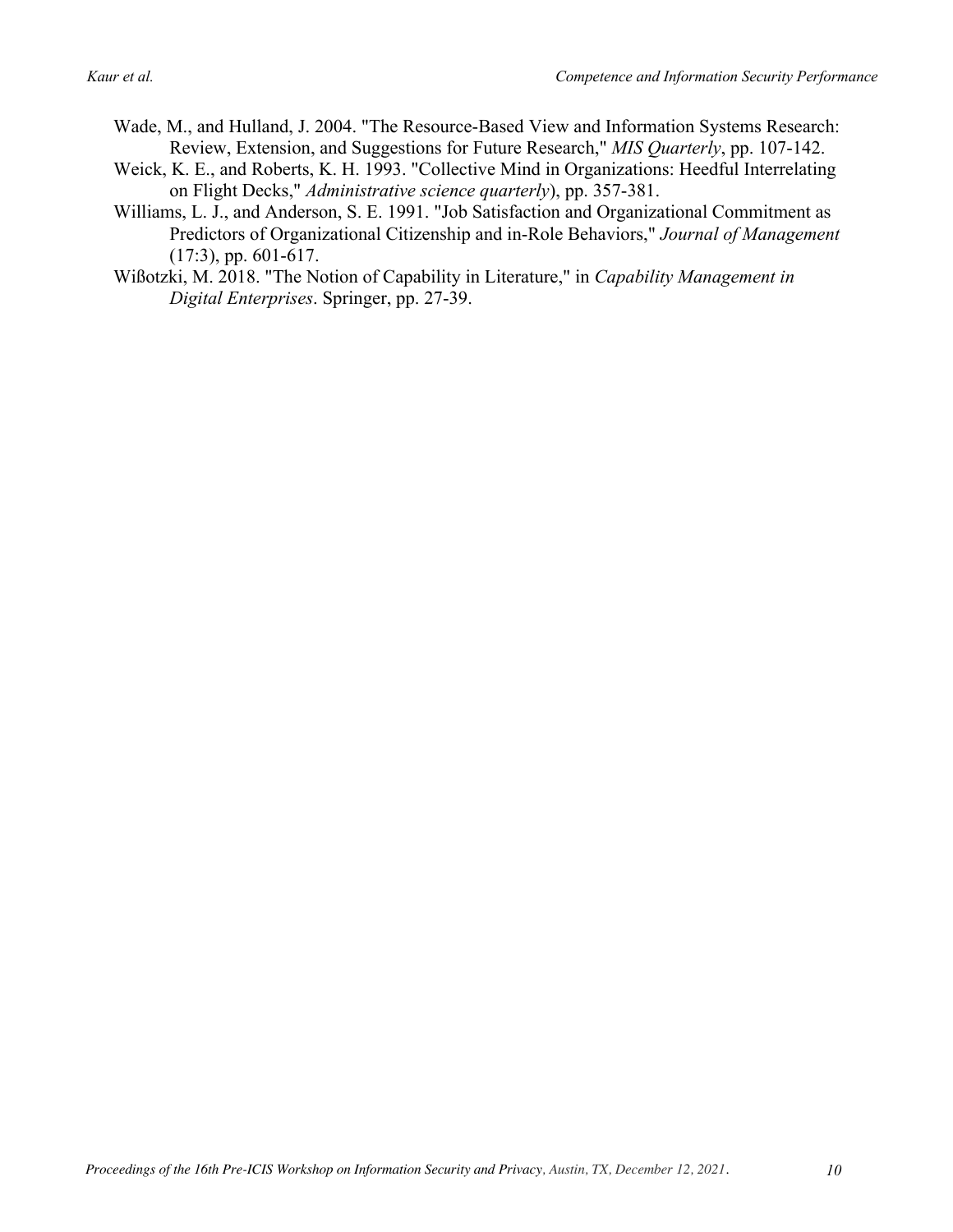Wade, M., and Hulland, J. 2004. "The Resource-Based View and Information Systems Research: Review, Extension, and Suggestions for Future Research," *MIS Quarterly*, pp. 107-142.

Weick, K. E., and Roberts, K. H. 1993. "Collective Mind in Organizations: Heedful Interrelating on Flight Decks," *Administrative science quarterly*), pp. 357-381.

Williams, L. J., and Anderson, S. E. 1991. "Job Satisfaction and Organizational Commitment as Predictors of Organizational Citizenship and in-Role Behaviors," *Journal of Management* (17:3), pp. 601-617.

Wißotzki, M. 2018. "The Notion of Capability in Literature," in *Capability Management in Digital Enterprises*. Springer, pp. 27-39.